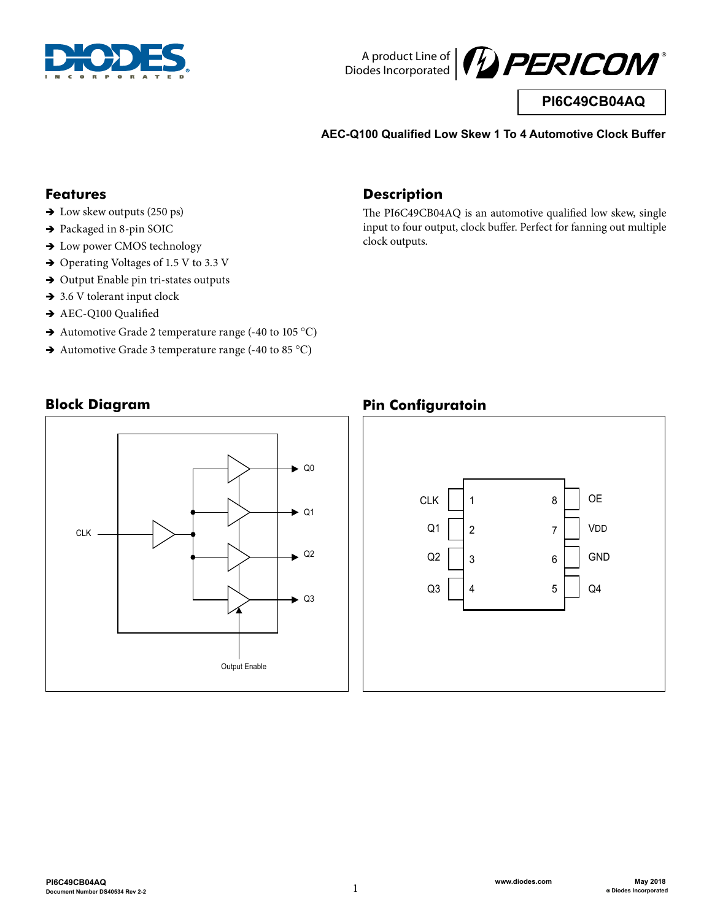A product Line of Diodes Incorporated

# PI6C49CB04AQ

**AEC-Q100 Qualified Low Skew 1 To 4 Automotive Clock Buffer**

## Features

- Low skew outputs (250 ps)
- Packaged in 8-pin SOIC
- Low power CMOS technology
- Operating Voltages of 1.5 V to 3.3 V
- Output Enable pin tri-states outputs
- 3.6 V tolerant input clock
- AEC-Q100 Qualified
- Automotive Grade 2 temperature range (-40 to 105 °C)
- Automotive Grade 3 temperature range (-40 to 85 °C)

## Description

The PI6C49CB04AQ is an automotive qualified low skew, single input to four output, clock buffer. Perfect for fanning out multiple clock outputs.

## Block Diagram

CLK → Q0, Q1, Q2, Q3; Output Enable

## Pin Configuratoin

| Pin Name | Pin | Pin | Pin Name |
|---|---|---|---|
| CLK | 1 | 8 | OE |
| Q1 | 2 | 7 | VDD |
| Q2 | 3 | 6 | GND |
| Q3 | 4 | 5 | Q4 |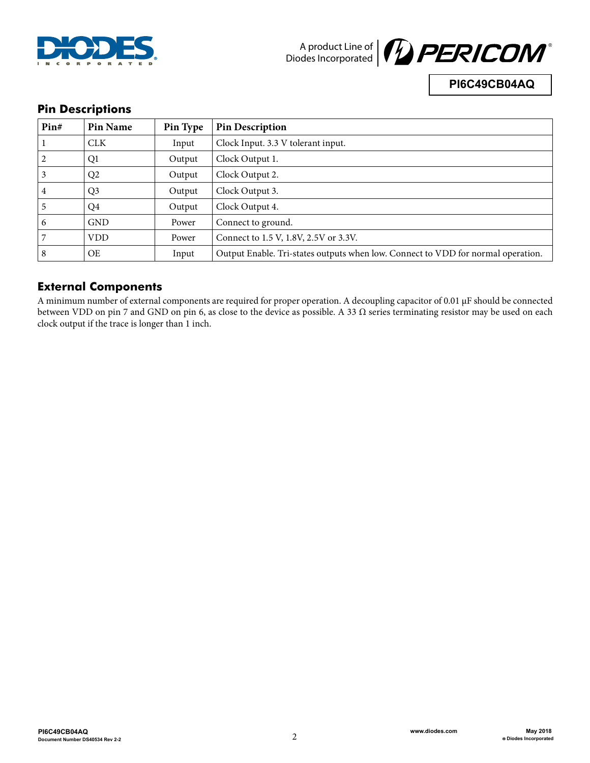## Pin Descriptions

| Pin# | Pin Name | Pin Type | Pin Description |
|---|---|---|---|
| 1 | CLK | Input | Clock Input. 3.3 V tolerant input. |
| 2 | Q1 | Output | Clock Output 1. |
| 3 | Q2 | Output | Clock Output 2. |
| 4 | Q3 | Output | Clock Output 3. |
| 5 | Q4 | Output | Clock Output 4. |
| 6 | GND | Power | Connect to ground. |
| 7 | VDD | Power | Connect to 1.5 V, 1.8V, 2.5V or 3.3V. |
| 8 | OE | Input | Output Enable. Tri-states outputs when low. Connect to VDD for normal operation. |

## External Components

A minimum number of external components are required for proper operation. A decoupling capacitor of 0.01 µF should be connected between VDD on pin 7 and GND on pin 6, as close to the device as possible. A 33 Ω series terminating resistor may be used on each clock output if the trace is longer than 1 inch.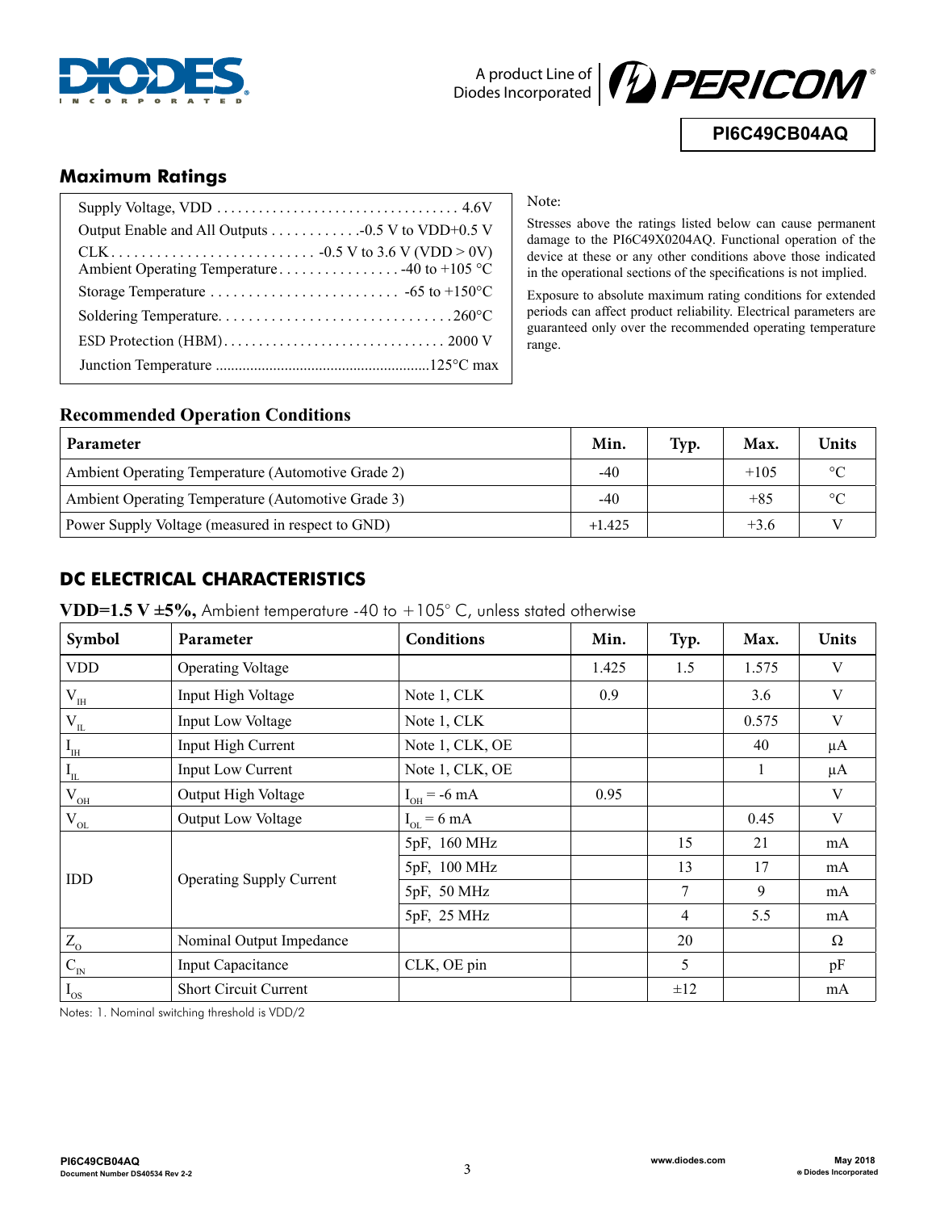## Maximum Ratings

| | |
|---|---|
| Supply Voltage, VDD | 4.6V |
| Output Enable and All Outputs | -0.5 V to VDD+0.5 V |
| CLK | -0.5 V to 3.6 V (VDD > 0V) |
| Ambient Operating Temperature | -40 to +105 °C |
| Storage Temperature | -65 to +150°C |
| Soldering Temperature | 260°C |
| ESD Protection (HBM) | 2000 V |
| Junction Temperature | 125°C max |

Note:

Stresses above the ratings listed below can cause permanent damage to the PI6C49X0204AQ. Functional operation of the device at these or any other conditions above those indicated in the operational sections of the specifications is not implied.

Exposure to absolute maximum rating conditions for extended periods can affect product reliability. Electrical parameters are guaranteed only over the recommended operating temperature range.

### Recommended Operation Conditions

| Parameter | Min. | Typ. | Max. | Units |
|---|---|---|---|---|
| Ambient Operating Temperature (Automotive Grade 2) | -40 | | +105 | °C |
| Ambient Operating Temperature (Automotive Grade 3) | -40 | | +85 | °C |
| Power Supply Voltage (measured in respect to GND) | +1.425 | | +3.6 | V |

## DC ELECTRICAL CHARACTERISTICS

**VDD=1.5 V ±5%,** Ambient temperature -40 to +105° C, unless stated otherwise

| Symbol | Parameter | Conditions | Min. | Typ. | Max. | Units |
|---|---|---|---|---|---|---|
| VDD | Operating Voltage | | 1.425 | 1.5 | 1.575 | V |
| $V_{IH}$ | Input High Voltage | Note 1, CLK | 0.9 | | 3.6 | V |
| $V_{IL}$ | Input Low Voltage | Note 1, CLK | | | 0.575 | V |
| $I_{IH}$ | Input High Current | Note 1, CLK, OE | | | 40 | μA |
| $I_{IL}$ | Input Low Current | Note 1, CLK, OE | | | 1 | μA |
| $V_{OH}$ | Output High Voltage | $I_{OH}$ = -6 mA | 0.95 | | | V |
| $V_{OL}$ | Output Low Voltage | $I_{OL}$ = 6 mA | | | 0.45 | V |
| IDD | Operating Supply Current | 5pF, 160 MHz | | 15 | 21 | mA |
| | | 5pF, 100 MHz | | 13 | 17 | mA |
| | | 5pF, 50 MHz | | 7 | 9 | mA |
| | | 5pF, 25 MHz | | 4 | 5.5 | mA |
| $Z_O$ | Nominal Output Impedance | | | 20 | | Ω |
| $C_{IN}$ | Input Capacitance | CLK, OE pin | | 5 | | pF |
| $I_{OS}$ | Short Circuit Current | | | ±12 | | mA |

Notes: 1. Nominal switching threshold is VDD/2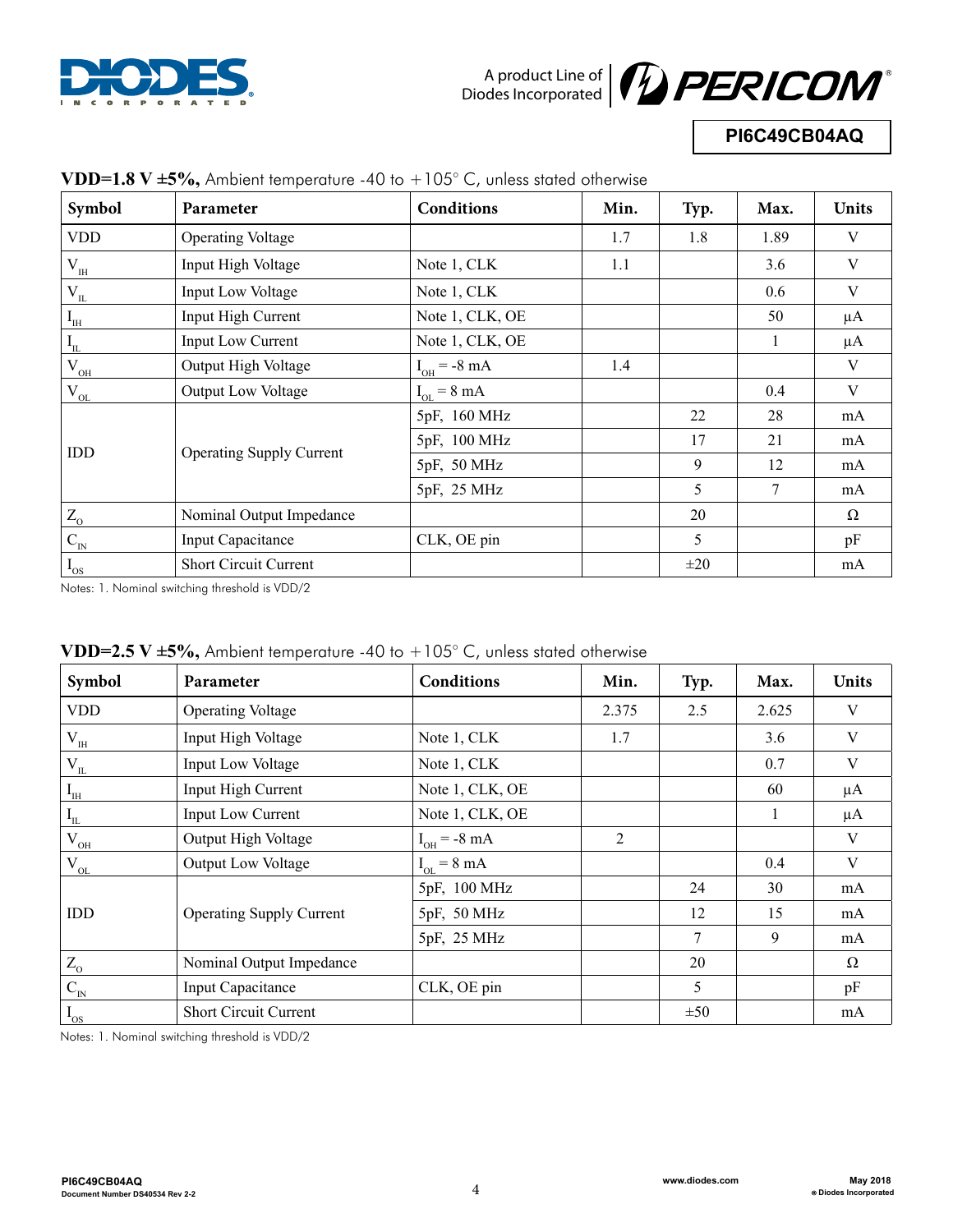**VDD=1.8 V ±5%,** Ambient temperature -40 to +105° C, unless stated otherwise

| Symbol | Parameter | Conditions | Min. | Typ. | Max. | Units |
|---|---|---|---|---|---|---|
| VDD | Operating Voltage | | 1.7 | 1.8 | 1.89 | V |
| $V_{IH}$ | Input High Voltage | Note 1, CLK | 1.1 | | 3.6 | V |
| $V_{IL}$ | Input Low Voltage | Note 1, CLK | | | 0.6 | V |
| $I_{IH}$ | Input High Current | Note 1, CLK, OE | | | 50 | μA |
| $I_{IL}$ | Input Low Current | Note 1, CLK, OE | | | 1 | μA |
| $V_{OH}$ | Output High Voltage | $I_{OH}$ = -8 mA | 1.4 | | | V |
| $V_{OL}$ | Output Low Voltage | $I_{OL}$ = 8 mA | | | 0.4 | V |
| IDD | Operating Supply Current | 5pF, 160 MHz | | 22 | 28 | mA |
| | | 5pF, 100 MHz | | 17 | 21 | mA |
| | | 5pF, 50 MHz | | 9 | 12 | mA |
| | | 5pF, 25 MHz | | 5 | 7 | mA |
| $Z_O$ | Nominal Output Impedance | | | 20 | | Ω |
| $C_{IN}$ | Input Capacitance | CLK, OE pin | | 5 | | pF |
| $I_{OS}$ | Short Circuit Current | | | ±20 | | mA |

Notes: 1. Nominal switching threshold is VDD/2

**VDD=2.5 V ±5%,** Ambient temperature -40 to +105° C, unless stated otherwise

| Symbol | Parameter | Conditions | Min. | Typ. | Max. | Units |
|---|---|---|---|---|---|---|
| VDD | Operating Voltage | | 2.375 | 2.5 | 2.625 | V |
| $V_{IH}$ | Input High Voltage | Note 1, CLK | 1.7 | | 3.6 | V |
| $V_{IL}$ | Input Low Voltage | Note 1, CLK | | | 0.7 | V |
| $I_{IH}$ | Input High Current | Note 1, CLK, OE | | | 60 | μA |
| $I_{IL}$ | Input Low Current | Note 1, CLK, OE | | | 1 | μA |
| $V_{OH}$ | Output High Voltage | $I_{OH}$ = -8 mA | 2 | | | V |
| $V_{OL}$ | Output Low Voltage | $I_{OL}$ = 8 mA | | | 0.4 | V |
| IDD | Operating Supply Current | 5pF, 100 MHz | | 24 | 30 | mA |
| | | 5pF, 50 MHz | | 12 | 15 | mA |
| | | 5pF, 25 MHz | | 7 | 9 | mA |
| $Z_O$ | Nominal Output Impedance | | | 20 | | Ω |
| $C_{IN}$ | Input Capacitance | CLK, OE pin | | 5 | | pF |
| $I_{OS}$ | Short Circuit Current | | | ±50 | | mA |

Notes: 1. Nominal switching threshold is VDD/2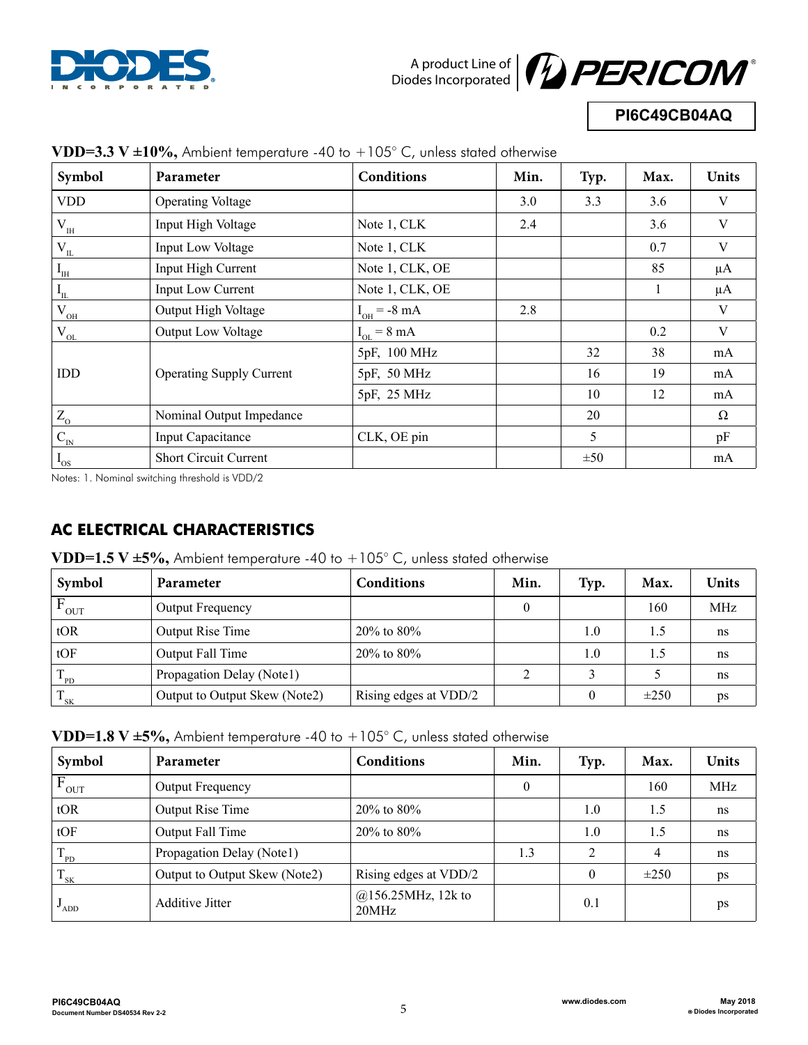**VDD=3.3 V ±10%,** Ambient temperature -40 to +105° C, unless stated otherwise

| Symbol | Parameter | Conditions | Min. | Typ. | Max. | Units |
|---|---|---|---|---|---|---|
| VDD | Operating Voltage | | 3.0 | 3.3 | 3.6 | V |
| $V_{IH}$ | Input High Voltage | Note 1, CLK | 2.4 | | 3.6 | V |
| $V_{IL}$ | Input Low Voltage | Note 1, CLK | | | 0.7 | V |
| $I_{IH}$ | Input High Current | Note 1, CLK, OE | | | 85 | μA |
| $I_{IL}$ | Input Low Current | Note 1, CLK, OE | | | 1 | μA |
| $V_{OH}$ | Output High Voltage | $I_{OH}$ = -8 mA | 2.8 | | | V |
| $V_{OL}$ | Output Low Voltage | $I_{OL}$ = 8 mA | | | 0.2 | V |
| IDD | Operating Supply Current | 5pF, 100 MHz | | 32 | 38 | mA |
| | | 5pF, 50 MHz | | 16 | 19 | mA |
| | | 5pF, 25 MHz | | 10 | 12 | mA |
| $Z_O$ | Nominal Output Impedance | | | 20 | | Ω |
| $C_{IN}$ | Input Capacitance | CLK, OE pin | | 5 | | pF |
| $I_{OS}$ | Short Circuit Current | | | ±50 | | mA |

Notes: 1. Nominal switching threshold is VDD/2

## AC ELECTRICAL CHARACTERISTICS

**VDD=1.5 V ±5%,** Ambient temperature -40 to +105° C, unless stated otherwise

| Symbol | Parameter | Conditions | Min. | Typ. | Max. | Units |
|---|---|---|---|---|---|---|
| $F_{OUT}$ | Output Frequency | | 0 | | 160 | MHz |
| tOR | Output Rise Time | 20% to 80% | | 1.0 | 1.5 | ns |
| tOF | Output Fall Time | 20% to 80% | | 1.0 | 1.5 | ns |
| $T_{PD}$ | Propagation Delay (Note1) | | 2 | 3 | 5 | ns |
| $T_{SK}$ | Output to Output Skew (Note2) | Rising edges at VDD/2 | | 0 | ±250 | ps |

**VDD=1.8 V ±5%,** Ambient temperature -40 to +105° C, unless stated otherwise

| Symbol | Parameter | Conditions | Min. | Typ. | Max. | Units |
|---|---|---|---|---|---|---|
| $F_{OUT}$ | Output Frequency | | 0 | | 160 | MHz |
| tOR | Output Rise Time | 20% to 80% | | 1.0 | 1.5 | ns |
| tOF | Output Fall Time | 20% to 80% | | 1.0 | 1.5 | ns |
| $T_{PD}$ | Propagation Delay (Note1) | | 1.3 | 2 | 4 | ns |
| $T_{SK}$ | Output to Output Skew (Note2) | Rising edges at VDD/2 | | 0 | ±250 | ps |
| $J_{ADD}$ | Additive Jitter | @156.25MHz, 12k to 20MHz | | 0.1 | | ps |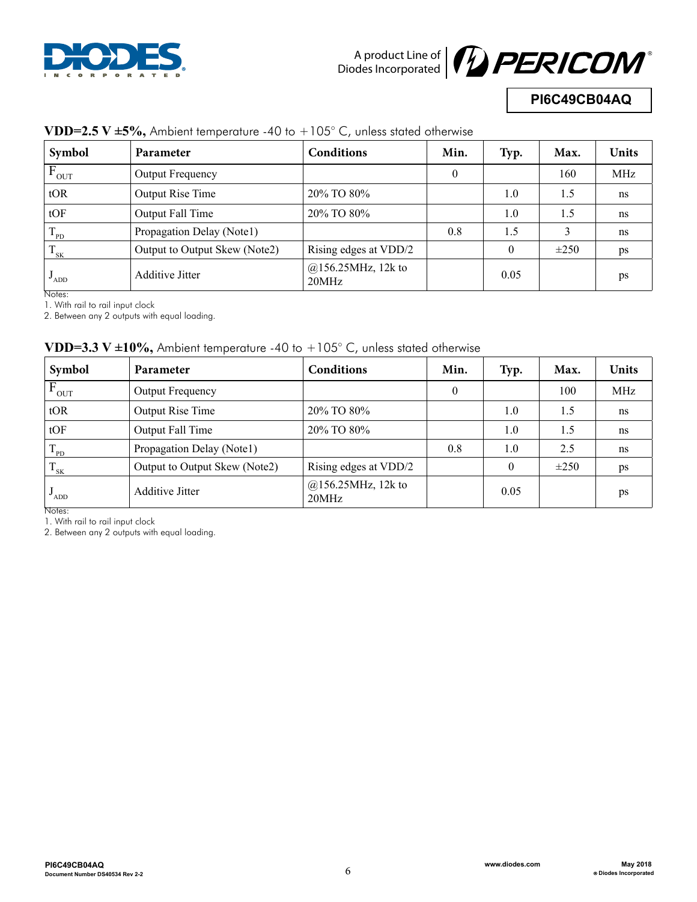**VDD=2.5 V ±5%,** Ambient temperature -40 to +105° C, unless stated otherwise

| Symbol | Parameter | Conditions | Min. | Typ. | Max. | Units |
|---|---|---|---|---|---|---|
| $F_{OUT}$ | Output Frequency | | 0 | | 160 | MHz |
| tOR | Output Rise Time | 20% TO 80% | | 1.0 | 1.5 | ns |
| tOF | Output Fall Time | 20% TO 80% | | 1.0 | 1.5 | ns |
| $T_{PD}$ | Propagation Delay (Note1) | | 0.8 | 1.5 | 3 | ns |
| $T_{SK}$ | Output to Output Skew (Note2) | Rising edges at VDD/2 | | 0 | ±250 | ps |
| $J_{ADD}$ | Additive Jitter | @156.25MHz, 12k to 20MHz | | 0.05 | | ps |

Notes:
1. With rail to rail input clock
2. Between any 2 outputs with equal loading.

**VDD=3.3 V ±10%,** Ambient temperature -40 to +105° C, unless stated otherwise

| Symbol | Parameter | Conditions | Min. | Typ. | Max. | Units |
|---|---|---|---|---|---|---|
| $F_{OUT}$ | Output Frequency | | 0 | | 100 | MHz |
| tOR | Output Rise Time | 20% TO 80% | | 1.0 | 1.5 | ns |
| tOF | Output Fall Time | 20% TO 80% | | 1.0 | 1.5 | ns |
| $T_{PD}$ | Propagation Delay (Note1) | | 0.8 | 1.0 | 2.5 | ns |
| $T_{SK}$ | Output to Output Skew (Note2) | Rising edges at VDD/2 | | 0 | ±250 | ps |
| $J_{ADD}$ | Additive Jitter | @156.25MHz, 12k to 20MHz | | 0.05 | | ps |

Notes:
1. With rail to rail input clock
2. Between any 2 outputs with equal loading.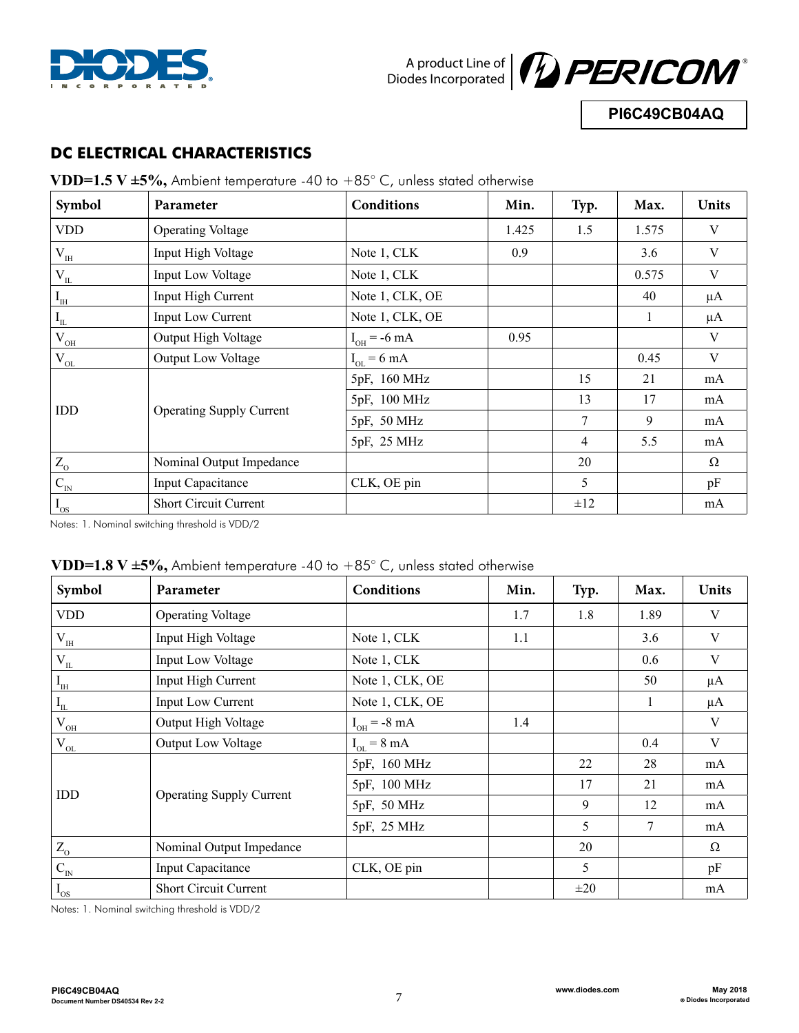## DC ELECTRICAL CHARACTERISTICS

**VDD=1.5 V ±5%,** Ambient temperature -40 to +85° C, unless stated otherwise

| Symbol | Parameter | Conditions | Min. | Typ. | Max. | Units |
|---|---|---|---|---|---|---|
| VDD | Operating Voltage | | 1.425 | 1.5 | 1.575 | V |
| $V_{IH}$ | Input High Voltage | Note 1, CLK | 0.9 | | 3.6 | V |
| $V_{IL}$ | Input Low Voltage | Note 1, CLK | | | 0.575 | V |
| $I_{IH}$ | Input High Current | Note 1, CLK, OE | | | 40 | μA |
| $I_{IL}$ | Input Low Current | Note 1, CLK, OE | | | 1 | μA |
| $V_{OH}$ | Output High Voltage | $I_{OH}$ = -6 mA | 0.95 | | | V |
| $V_{OL}$ | Output Low Voltage | $I_{OL}$ = 6 mA | | | 0.45 | V |
| IDD | Operating Supply Current | 5pF, 160 MHz | | 15 | 21 | mA |
| | | 5pF, 100 MHz | | 13 | 17 | mA |
| | | 5pF, 50 MHz | | 7 | 9 | mA |
| | | 5pF, 25 MHz | | 4 | 5.5 | mA |
| $Z_O$ | Nominal Output Impedance | | | 20 | | Ω |
| $C_{IN}$ | Input Capacitance | CLK, OE pin | | 5 | | pF |
| $I_{OS}$ | Short Circuit Current | | | ±12 | | mA |

Notes: 1. Nominal switching threshold is VDD/2

**VDD=1.8 V ±5%,** Ambient temperature -40 to +85° C, unless stated otherwise

| Symbol | Parameter | Conditions | Min. | Typ. | Max. | Units |
|---|---|---|---|---|---|---|
| VDD | Operating Voltage | | 1.7 | 1.8 | 1.89 | V |
| $V_{IH}$ | Input High Voltage | Note 1, CLK | 1.1 | | 3.6 | V |
| $V_{IL}$ | Input Low Voltage | Note 1, CLK | | | 0.6 | V |
| $I_{IH}$ | Input High Current | Note 1, CLK, OE | | | 50 | μA |
| $I_{IL}$ | Input Low Current | Note 1, CLK, OE | | | 1 | μA |
| $V_{OH}$ | Output High Voltage | $I_{OH}$ = -8 mA | 1.4 | | | V |
| $V_{OL}$ | Output Low Voltage | $I_{OL}$ = 8 mA | | | 0.4 | V |
| IDD | Operating Supply Current | 5pF, 160 MHz | | 22 | 28 | mA |
| | | 5pF, 100 MHz | | 17 | 21 | mA |
| | | 5pF, 50 MHz | | 9 | 12 | mA |
| | | 5pF, 25 MHz | | 5 | 7 | mA |
| $Z_O$ | Nominal Output Impedance | | | 20 | | Ω |
| $C_{IN}$ | Input Capacitance | CLK, OE pin | | 5 | | pF |
| $I_{OS}$ | Short Circuit Current | | | ±20 | | mA |

Notes: 1. Nominal switching threshold is VDD/2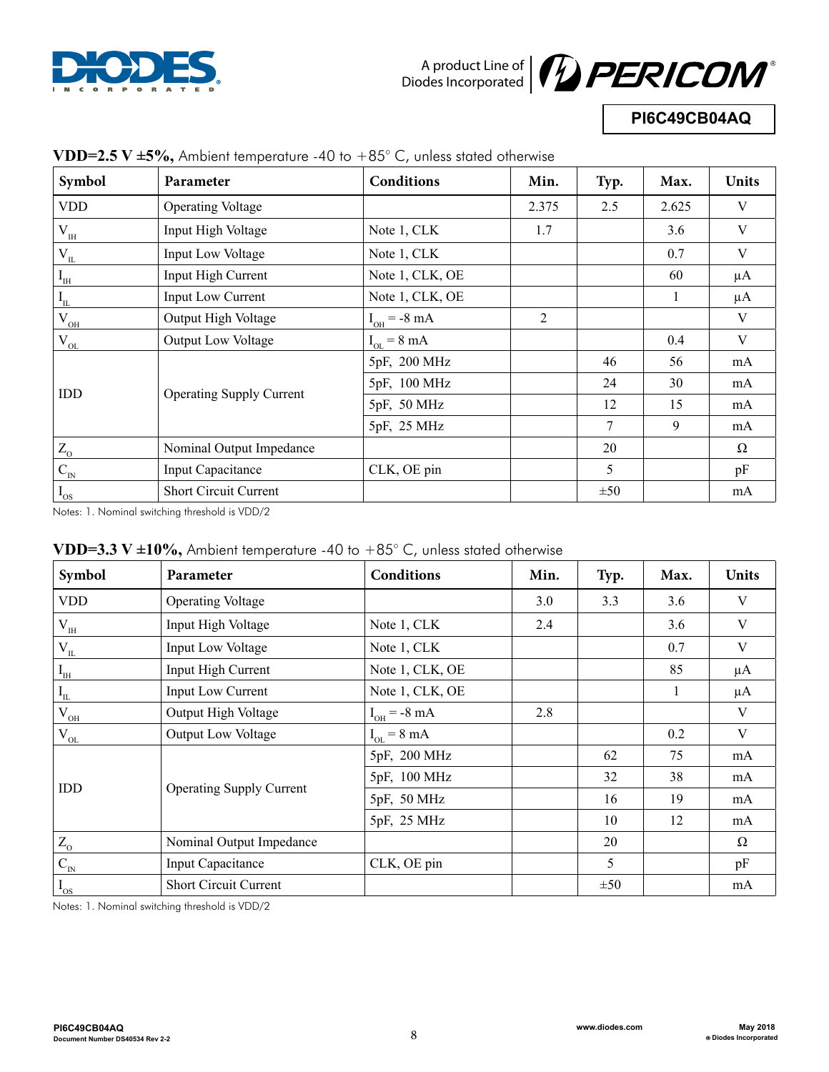**VDD=2.5 V ±5%,** Ambient temperature -40 to +85° C, unless stated otherwise

| Symbol | Parameter | Conditions | Min. | Typ. | Max. | Units |
|---|---|---|---|---|---|---|
| VDD | Operating Voltage | | 2.375 | 2.5 | 2.625 | V |
| $V_{IH}$ | Input High Voltage | Note 1, CLK | 1.7 | | 3.6 | V |
| $V_{IL}$ | Input Low Voltage | Note 1, CLK | | | 0.7 | V |
| $I_{IH}$ | Input High Current | Note 1, CLK, OE | | | 60 | μA |
| $I_{IL}$ | Input Low Current | Note 1, CLK, OE | | | 1 | μA |
| $V_{OH}$ | Output High Voltage | $I_{OH}$ = -8 mA | 2 | | | V |
| $V_{OL}$ | Output Low Voltage | $I_{OL}$ = 8 mA | | | 0.4 | V |
| IDD | Operating Supply Current | 5pF, 200 MHz | | 46 | 56 | mA |
| | | 5pF, 100 MHz | | 24 | 30 | mA |
| | | 5pF, 50 MHz | | 12 | 15 | mA |
| | | 5pF, 25 MHz | | 7 | 9 | mA |
| $Z_O$ | Nominal Output Impedance | | | 20 | | Ω |
| $C_{IN}$ | Input Capacitance | CLK, OE pin | | 5 | | pF |
| $I_{OS}$ | Short Circuit Current | | | ±50 | | mA |

Notes: 1. Nominal switching threshold is VDD/2

**VDD=3.3 V ±10%,** Ambient temperature -40 to +85° C, unless stated otherwise

| Symbol | Parameter | Conditions | Min. | Typ. | Max. | Units |
|---|---|---|---|---|---|---|
| VDD | Operating Voltage | | 3.0 | 3.3 | 3.6 | V |
| $V_{IH}$ | Input High Voltage | Note 1, CLK | 2.4 | | 3.6 | V |
| $V_{IL}$ | Input Low Voltage | Note 1, CLK | | | 0.7 | V |
| $I_{IH}$ | Input High Current | Note 1, CLK, OE | | | 85 | μA |
| $I_{IL}$ | Input Low Current | Note 1, CLK, OE | | | 1 | μA |
| $V_{OH}$ | Output High Voltage | $I_{OH}$ = -8 mA | 2.8 | | | V |
| $V_{OL}$ | Output Low Voltage | $I_{OL}$ = 8 mA | | | 0.2 | V |
| IDD | Operating Supply Current | 5pF, 200 MHz | | 62 | 75 | mA |
| | | 5pF, 100 MHz | | 32 | 38 | mA |
| | | 5pF, 50 MHz | | 16 | 19 | mA |
| | | 5pF, 25 MHz | | 10 | 12 | mA |
| $Z_O$ | Nominal Output Impedance | | | 20 | | Ω |
| $C_{IN}$ | Input Capacitance | CLK, OE pin | | 5 | | pF |
| $I_{OS}$ | Short Circuit Current | | | ±50 | | mA |

Notes: 1. Nominal switching threshold is VDD/2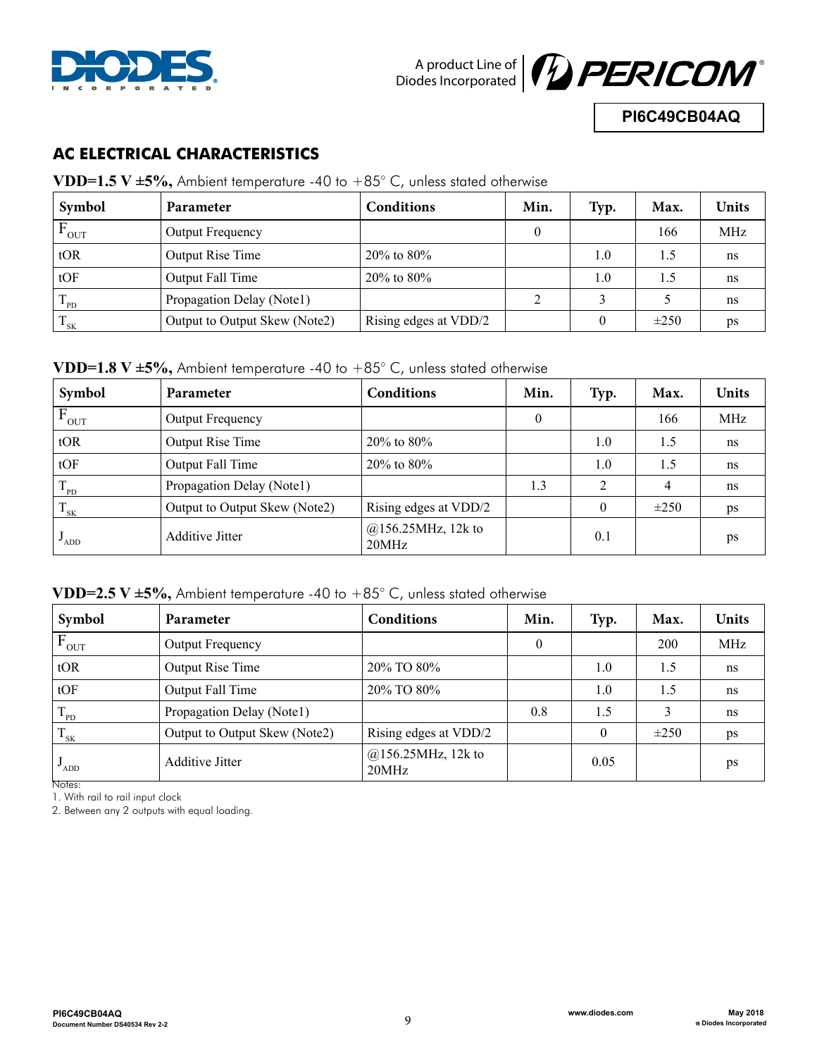## AC ELECTRICAL CHARACTERISTICS

**VDD=1.5 V ±5%,** Ambient temperature -40 to +85° C, unless stated otherwise

| Symbol | Parameter | Conditions | Min. | Typ. | Max. | Units |
|---|---|---|---|---|---|---|
| $F_{OUT}$ | Output Frequency | | 0 | | 166 | MHz |
| tOR | Output Rise Time | 20% to 80% | | 1.0 | 1.5 | ns |
| tOF | Output Fall Time | 20% to 80% | | 1.0 | 1.5 | ns |
| $T_{PD}$ | Propagation Delay (Note1) | | 2 | 3 | 5 | ns |
| $T_{SK}$ | Output to Output Skew (Note2) | Rising edges at VDD/2 | | 0 | ±250 | ps |

**VDD=1.8 V ±5%,** Ambient temperature -40 to +85° C, unless stated otherwise

| Symbol | Parameter | Conditions | Min. | Typ. | Max. | Units |
|---|---|---|---|---|---|---|
| $F_{OUT}$ | Output Frequency | | 0 | | 166 | MHz |
| tOR | Output Rise Time | 20% to 80% | | 1.0 | 1.5 | ns |
| tOF | Output Fall Time | 20% to 80% | | 1.0 | 1.5 | ns |
| $T_{PD}$ | Propagation Delay (Note1) | | 1.3 | 2 | 4 | ns |
| $T_{SK}$ | Output to Output Skew (Note2) | Rising edges at VDD/2 | | 0 | ±250 | ps |
| $J_{ADD}$ | Additive Jitter | @156.25MHz, 12k to 20MHz | | 0.1 | | ps |

**VDD=2.5 V ±5%,** Ambient temperature -40 to +85° C, unless stated otherwise

| Symbol | Parameter | Conditions | Min. | Typ. | Max. | Units |
|---|---|---|---|---|---|---|
| $F_{OUT}$ | Output Frequency | | 0 | | 200 | MHz |
| tOR | Output Rise Time | 20% TO 80% | | 1.0 | 1.5 | ns |
| tOF | Output Fall Time | 20% TO 80% | | 1.0 | 1.5 | ns |
| $T_{PD}$ | Propagation Delay (Note1) | | 0.8 | 1.5 | 3 | ns |
| $T_{SK}$ | Output to Output Skew (Note2) | Rising edges at VDD/2 | | 0 | ±250 | ps |
| $J_{ADD}$ | Additive Jitter | @156.25MHz, 12k to 20MHz | | 0.05 | | ps |

Notes:

1. With rail to rail input clock
2. Between any 2 outputs with equal loading.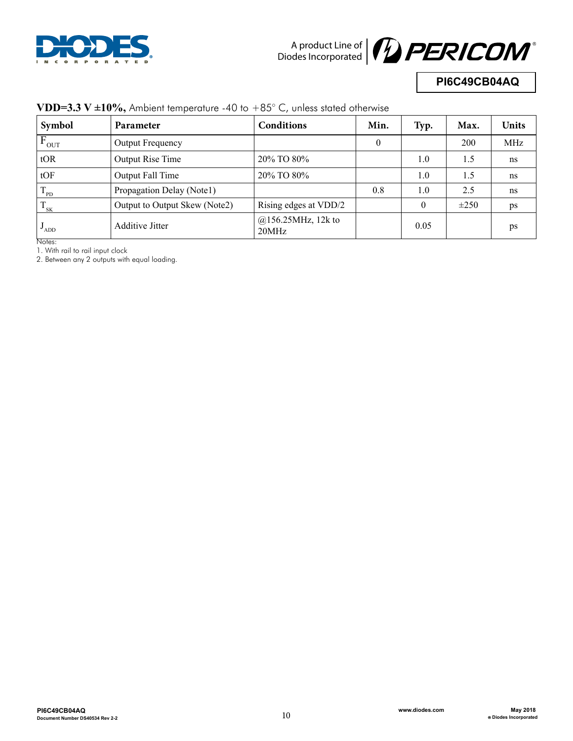**VDD=3.3 V ±10%,** Ambient temperature -40 to +85° C, unless stated otherwise

| Symbol | Parameter | Conditions | Min. | Typ. | Max. | Units |
|---|---|---|---|---|---|---|
| $F_{OUT}$ | Output Frequency | | 0 | | 200 | MHz |
| tOR | Output Rise Time | 20% TO 80% | | 1.0 | 1.5 | ns |
| tOF | Output Fall Time | 20% TO 80% | | 1.0 | 1.5 | ns |
| $T_{PD}$ | Propagation Delay (Note1) | | 0.8 | 1.0 | 2.5 | ns |
| $T_{SK}$ | Output to Output Skew (Note2) | Rising edges at VDD/2 | | 0 | ±250 | ps |
| $J_{ADD}$ | Additive Jitter | @156.25MHz, 12k to 20MHz | | 0.05 | | ps |

Notes:

1. With rail to rail input clock
2. Between any 2 outputs with equal loading.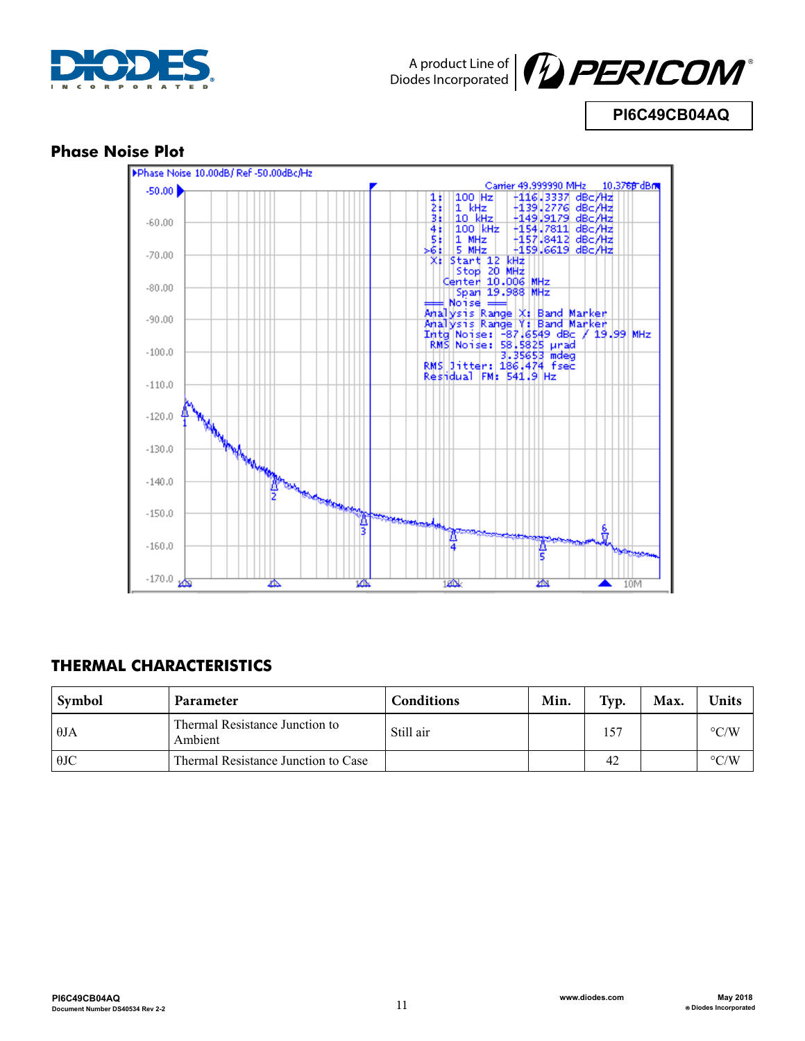## Phase Noise Plot

Phase Noise 10.00dB/ Ref -50.00dBc/Hz

Carrier 49.999990 MHz 10.3768 dBm

1: 100 Hz -116.3337 dBc/Hz
2: 1 kHz -139.2776 dBc/Hz
3: 10 kHz -149.9179 dBc/Hz
4: 100 kHz -154.7811 dBc/Hz
5: 1 MHz -157.8412 dBc/Hz
>6: 5 MHz -159.6619 dBc/Hz
X: Start 12 kHz
Stop 20 MHz
Center 10.006 MHz
Span 19.988 MHz
=== Noise ===
Analysis Range X: Band Marker
Analysis Range Y: Band Marker
Intg Noise: -87.6549 dBc / 19.99 MHz
RMS Noise: 58.5825 µrad
3.35653 mdeg
RMS Jitter: 186.474 fsec
Residual FM: 541.9 Hz

## THERMAL CHARACTERISTICS

| Symbol | Parameter | Conditions | Min. | Typ. | Max. | Units |
|---|---|---|---|---|---|---|
| θJA | Thermal Resistance Junction to Ambient | Still air | | 157 | | °C/W |
| θJC | Thermal Resistance Junction to Case | | | 42 | | °C/W |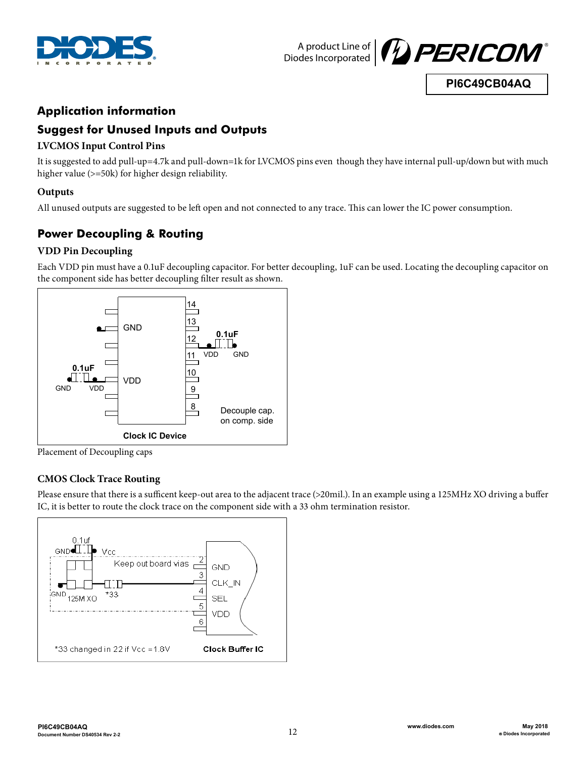## Application information

## Suggest for Unused Inputs and Outputs

### LVCMOS Input Control Pins

It is suggested to add pull-up=4.7k and pull-down=1k for LVCMOS pins even though they have internal pull-up/down but with much higher value (>=50k) for higher design reliability.

### Outputs

All unused outputs are suggested to be left open and not connected to any trace. This can lower the IC power consumption.

## Power Decoupling & Routing

### VDD Pin Decoupling

Each VDD pin must have a 0.1uF decoupling capacitor. For better decoupling, 1uF can be used. Locating the decoupling capacitor on the component side has better decoupling filter result as shown.

Placement of Decoupling caps

### CMOS Clock Trace Routing

Please ensure that there is a sufficent keep-out area to the adjacent trace (>20mil.). In an example using a 125MHz XO driving a buffer IC, it is better to route the clock trace on the component side with a 33 ohm termination resistor.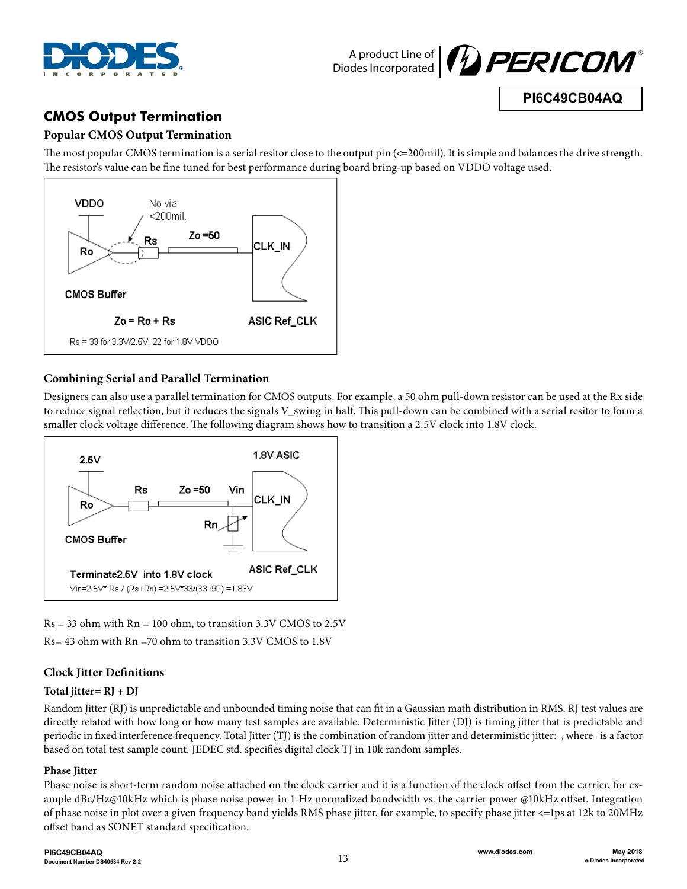## CMOS Output Termination

### Popular CMOS Output Termination

The most popular CMOS termination is a serial resitor close to the output pin (<=200mil). It is simple and balances the drive strength. The resistor's value can be fine tuned for best performance during board bring-up based on VDDO voltage used.

VDDO

No via <200mil.

Rs

Zo =50

CLK_IN

Ro

CMOS Buffer

Zo = Ro + Rs

ASIC Ref_CLK

Rs = 33 for 3.3V/2.5V; 22 for 1.8V VDDO

### Combining Serial and Parallel Termination

Designers can also use a parallel termination for CMOS outputs. For example, a 50 ohm pull-down resistor can be used at the Rx side to reduce signal reflection, but it reduces the signals V_swing in half. This pull-down can be combined with a serial resitor to form a smaller clock voltage difference. The following diagram shows how to transition a 2.5V clock into 1.8V clock.

2.5V

1.8V ASIC

Rs

Zo =50

Vin

Ro

CLK_IN

Rn

CMOS Buffer

Terminate2.5V into 1.8V clock

ASIC Ref_CLK

Vin=2.5V* Rs / (Rs+Rn) =2.5V*33/(33+90) =1.83V

Rs = 33 ohm with Rn = 100 ohm, to transition 3.3V CMOS to 2.5V

Rs= 43 ohm with Rn =70 ohm to transition 3.3V CMOS to 1.8V

### Clock Jitter Definitions

#### Total jitter= RJ + DJ

Random Jitter (RJ) is unpredictable and unbounded timing noise that can fit in a Gaussian math distribution in RMS. RJ test values are directly related with how long or how many test samples are available. Deterministic Jitter (DJ) is timing jitter that is predictable and periodic in fixed interference frequency. Total Jitter (TJ) is the combination of random jitter and deterministic jitter: , where is a factor based on total test sample count. JEDEC std. specifies digital clock TJ in 10k random samples.

#### Phase Jitter

Phase noise is short-term random noise attached on the clock carrier and it is a function of the clock offset from the carrier, for example dBc/Hz@10kHz which is phase noise power in 1-Hz normalized bandwidth vs. the carrier power @10kHz offset. Integration of phase noise in plot over a given frequency band yields RMS phase jitter, for example, to specify phase jitter <=1ps at 12k to 20MHz offset band as SONET standard specification.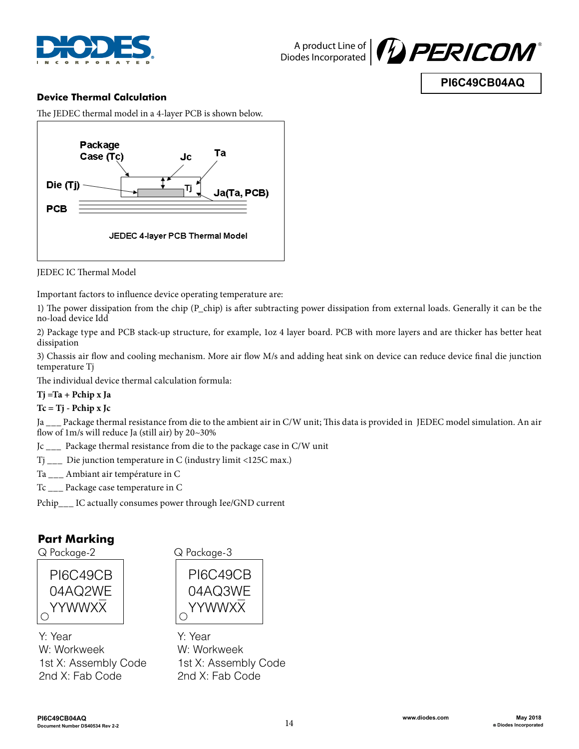## Device Thermal Calculation

The JEDEC thermal model in a 4-layer PCB is shown below.

Package Case (Tc) — Jc — Ta

Die (Tj) — Tj — Ja(Ta, PCB)

PCB

JEDEC 4-layer PCB Thermal Model

JEDEC IC Thermal Model

Important factors to influence device operating temperature are:

1) The power dissipation from the chip (P_chip) is after subtracting power dissipation from external loads. Generally it can be the no-load device Idd

2) Package type and PCB stack-up structure, for example, 1oz 4 layer board. PCB with more layers and are thicker has better heat dissipation

3) Chassis air flow and cooling mechanism. More air flow M/s and adding heat sink on device can reduce device final die junction temperature Tj

The individual device thermal calculation formula:

**Tj =Ta + Pchip x Ja**

**Tc = Tj - Pchip x Jc**

Ja ___ Package thermal resistance from die to the ambient air in C/W unit; This data is provided in JEDEC model simulation. An air flow of 1m/s will reduce Ja (still air) by 20~30%

Jc ___ Package thermal resistance from die to the package case in C/W unit

Tj ___ Die junction temperature in C (industry limit <125C max.)

Ta ___ Ambiant air température in C

Tc ___ Package case temperature in C

Pchip___ IC actually consumes power through Iee/GND current

## Part Marking

Q Package-2

PI6C49CB
04AQ2WE
YYWWXX̄

Y: Year
W: Workweek
1st X: Assembly Code
2nd X: Fab Code

Q Package-3

PI6C49CB
04AQ3WE
YYWWXX̄

Y: Year
W: Workweek
1st X: Assembly Code
2nd X: Fab Code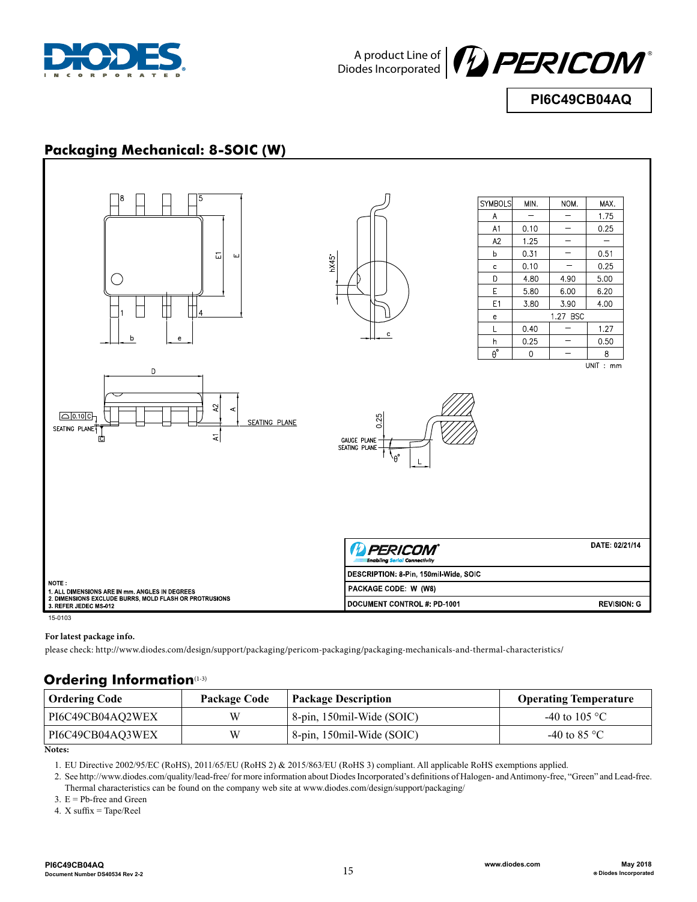## Packaging Mechanical: 8-SOIC (W)

| SYMBOLS | MIN. | NOM. | MAX. |
|---|---|---|---|
| A | — | — | 1.75 |
| A1 | 0.10 | — | 0.25 |
| A2 | 1.25 | — | — |
| b | 0.31 | — | 0.51 |
| c | 0.10 | — | 0.25 |
| D | 4.80 | 4.90 | 5.00 |
| E | 5.80 | 6.00 | 6.20 |
| E1 | 3.80 | 3.90 | 4.00 |
| e | 1.27 BSC | | |
| L | 0.40 | — | 1.27 |
| h | 0.25 | — | 0.50 |
| θ° | 0 | — | 8 |

UNIT : mm

NOTE :
1. ALL DIMENSIONS ARE IN mm. ANGLES IN DEGREES
2. DIMENSIONS EXCLUDE BURRS, MOLD FLASH OR PROTRUSIONS
3. REFER JEDEC MS-012

DATE: 02/21/14

DESCRIPTION: 8-Pin, 150mil-Wide, SOIC

PACKAGE CODE: W (W8)

DOCUMENT CONTROL #: PD-1001 REVISION: G

15-0103

**For latest package info.**

please check: http://www.diodes.com/design/support/packaging/pericom-packaging/packaging-mechanicals-and-thermal-characteristics/

## Ordering Information(1-3)

| Ordering Code | Package Code | Package Description | Operating Temperature |
|---|---|---|---|
| PI6C49CB04AQ2WEX | W | 8-pin, 150mil-Wide (SOIC) | -40 to 105 °C |
| PI6C49CB04AQ3WEX | W | 8-pin, 150mil-Wide (SOIC) | -40 to 85 °C |

**Notes:**

1. EU Directive 2002/95/EC (RoHS), 2011/65/EU (RoHS 2) & 2015/863/EU (RoHS 3) compliant. All applicable RoHS exemptions applied.
2. See http://www.diodes.com/quality/lead-free/ for more information about Diodes Incorporated's definitions of Halogen- and Antimony-free, "Green" and Lead-free. Thermal characteristics can be found on the company web site at www.diodes.com/design/support/packaging/
3. E = Pb-free and Green
4. X suffix = Tape/Reel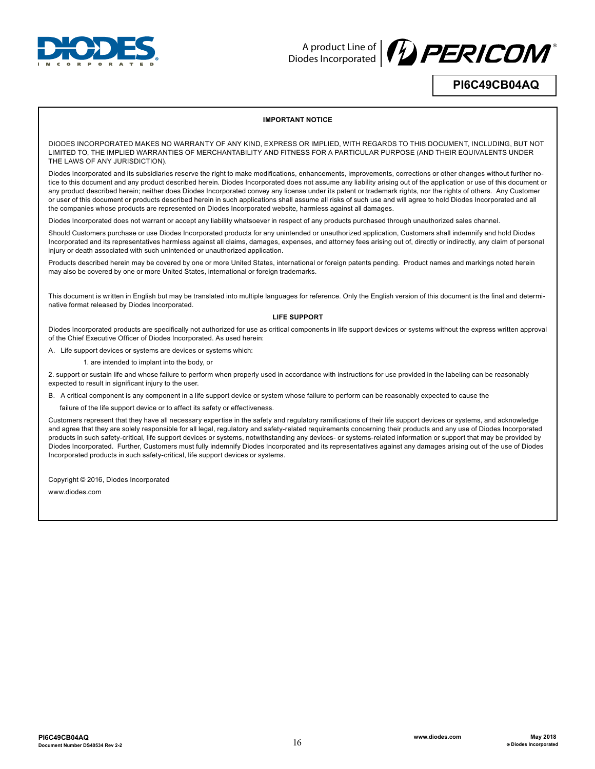**IMPORTANT NOTICE**

DIODES INCORPORATED MAKES NO WARRANTY OF ANY KIND, EXPRESS OR IMPLIED, WITH REGARDS TO THIS DOCUMENT, INCLUDING, BUT NOT LIMITED TO, THE IMPLIED WARRANTIES OF MERCHANTABILITY AND FITNESS FOR A PARTICULAR PURPOSE (AND THEIR EQUIVALENTS UNDER THE LAWS OF ANY JURISDICTION).

Diodes Incorporated and its subsidiaries reserve the right to make modifications, enhancements, improvements, corrections or other changes without further notice to this document and any product described herein. Diodes Incorporated does not assume any liability arising out of the application or use of this document or any product described herein; neither does Diodes Incorporated convey any license under its patent or trademark rights, nor the rights of others. Any Customer or user of this document or products described herein in such applications shall assume all risks of such use and will agree to hold Diodes Incorporated and all the companies whose products are represented on Diodes Incorporated website, harmless against all damages.

Diodes Incorporated does not warrant or accept any liability whatsoever in respect of any products purchased through unauthorized sales channel.

Should Customers purchase or use Diodes Incorporated products for any unintended or unauthorized application, Customers shall indemnify and hold Diodes Incorporated and its representatives harmless against all claims, damages, expenses, and attorney fees arising out of, directly or indirectly, any claim of personal injury or death associated with such unintended or unauthorized application.

Products described herein may be covered by one or more United States, international or foreign patents pending. Product names and markings noted herein may also be covered by one or more United States, international or foreign trademarks.

This document is written in English but may be translated into multiple languages for reference. Only the English version of this document is the final and determinative format released by Diodes Incorporated.

**LIFE SUPPORT**

Diodes Incorporated products are specifically not authorized for use as critical components in life support devices or systems without the express written approval of the Chief Executive Officer of Diodes Incorporated. As used herein:

A. Life support devices or systems are devices or systems which:

1. are intended to implant into the body, or

2. support or sustain life and whose failure to perform when properly used in accordance with instructions for use provided in the labeling can be reasonably expected to result in significant injury to the user.

B. A critical component is any component in a life support device or system whose failure to perform can be reasonably expected to cause the failure of the life support device or to affect its safety or effectiveness.

Customers represent that they have all necessary expertise in the safety and regulatory ramifications of their life support devices or systems, and acknowledge and agree that they are solely responsible for all legal, regulatory and safety-related requirements concerning their products and any use of Diodes Incorporated products in such safety-critical, life support devices or systems, notwithstanding any devices- or systems-related information or support that may be provided by Diodes Incorporated. Further, Customers must fully indemnify Diodes Incorporated and its representatives against any damages arising out of the use of Diodes Incorporated products in such safety-critical, life support devices or systems.

Copyright © 2016, Diodes Incorporated

www.diodes.com